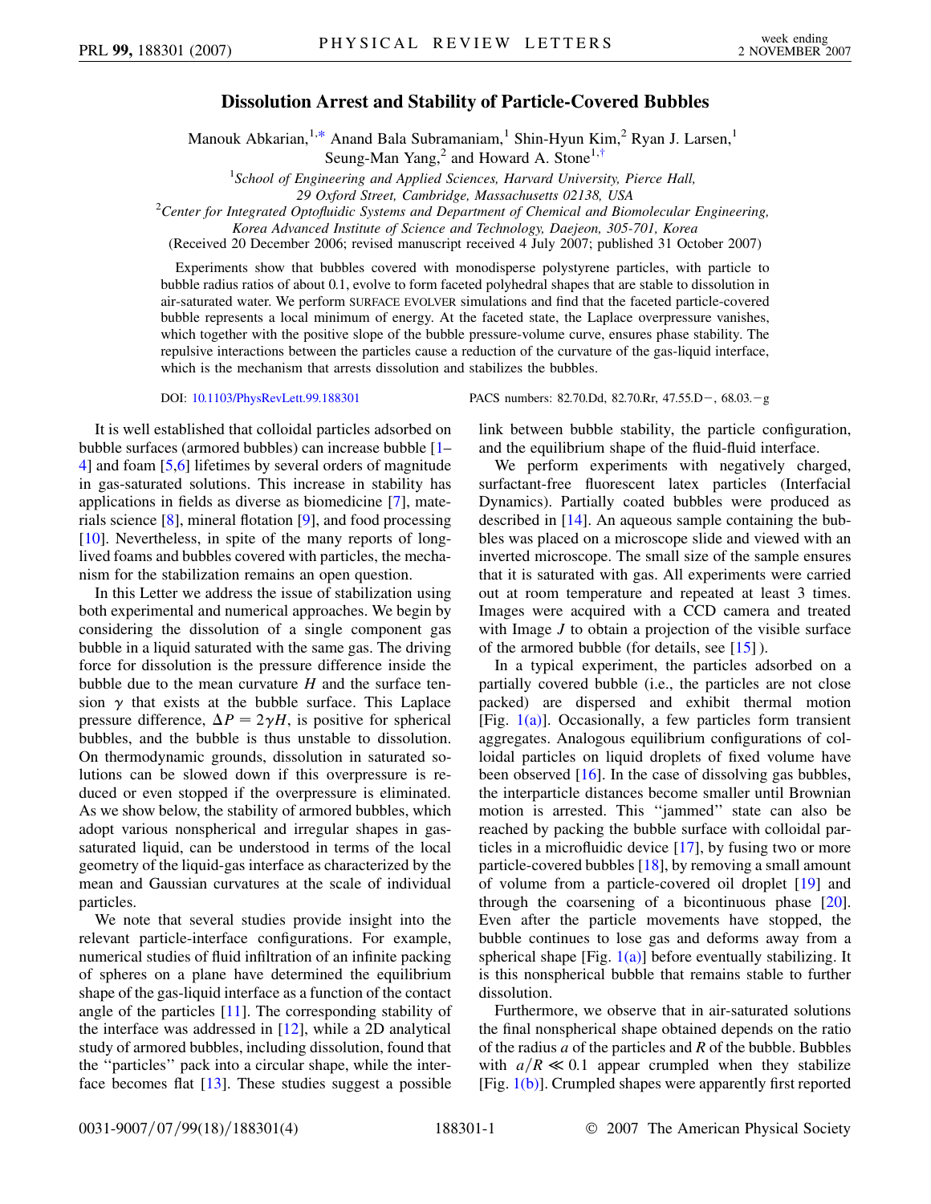# Dissolution Arrest and Stability of Particle-Covered Bubbles

Manouk Abkarian,[1,*] Anand Bala Subramaniam,[1] Shin-Hyun Kim,[2] Ryan J. Larsen,[1] Seung-Man Yang,[2] and Howard A. Stone[1,†]

[1]*School of Engineering and Applied Sciences, Harvard University, Pierce Hall, 29 Oxford Street, Cambridge, Massachusetts 02138, USA*

[2]*Center for Integrated Optofluidic Systems and Department of Chemical and Biomolecular Engineering, Korea Advanced Institute of Science and Technology, Daejeon, 305-701, Korea*

(Received 20 December 2006; revised manuscript received 4 July 2007; published 31 October 2007)

Experiments show that bubbles covered with monodisperse polystyrene particles, with particle to bubble radius ratios of about 0.1, evolve to form faceted polyhedral shapes that are stable to dissolution in air-saturated water. We perform SURFACE EVOLVER simulations and find that the faceted particle-covered bubble represents a local minimum of energy. At the faceted state, the Laplace overpressure vanishes, which together with the positive slope of the bubble pressure-volume curve, ensures phase stability. The repulsive interactions between the particles cause a reduction of the curvature of the gas-liquid interface, which is the mechanism that arrests dissolution and stabilizes the bubbles.

DOI: 10.1103/PhysRevLett.99.188301 PACS numbers: 82.70.Dd, 82.70.Rr, 47.55.D−, 68.03.−g

It is well established that colloidal particles adsorbed on bubble surfaces (armored bubbles) can increase bubble [1–4] and foam [5,6] lifetimes by several orders of magnitude in gas-saturated solutions. This increase in stability has applications in fields as diverse as biomedicine [7], materials science [8], mineral flotation [9], and food processing [10]. Nevertheless, in spite of the many reports of long-lived foams and bubbles covered with particles, the mechanism for the stabilization remains an open question.

In this Letter we address the issue of stabilization using both experimental and numerical approaches. We begin by considering the dissolution of a single component gas bubble in a liquid saturated with the same gas. The driving force for dissolution is the pressure difference inside the bubble due to the mean curvature $H$ and the surface tension $\gamma$ that exists at the bubble surface. This Laplace pressure difference, $\Delta P = 2\gamma H$, is positive for spherical bubbles, and the bubble is thus unstable to dissolution. On thermodynamic grounds, dissolution in saturated solutions can be slowed down if this overpressure is reduced or even stopped if the overpressure is eliminated. As we show below, the stability of armored bubbles, which adopt various nonspherical and irregular shapes in gas-saturated liquid, can be understood in terms of the local geometry of the liquid-gas interface as characterized by the mean and Gaussian curvatures at the scale of individual particles.

We note that several studies provide insight into the relevant particle-interface configurations. For example, numerical studies of fluid infiltration of an infinite packing of spheres on a plane have determined the equilibrium shape of the gas-liquid interface as a function of the contact angle of the particles [11]. The corresponding stability of the interface was addressed in [12], while a 2D analytical study of armored bubbles, including dissolution, found that the "particles" pack into a circular shape, while the interface becomes flat [13]. These studies suggest a possible link between bubble stability, the particle configuration, and the equilibrium shape of the fluid-fluid interface.

We perform experiments with negatively charged, surfactant-free fluorescent latex particles (Interfacial Dynamics). Partially coated bubbles were produced as described in [14]. An aqueous sample containing the bubbles was placed on a microscope slide and viewed with an inverted microscope. The small size of the sample ensures that it is saturated with gas. All experiments were carried out at room temperature and repeated at least 3 times. Images were acquired with a CCD camera and treated with Image *J* to obtain a projection of the visible surface of the armored bubble (for details, see [15]).

In a typical experiment, the particles adsorbed on a partially covered bubble (i.e., the particles are not close packed) are dispersed and exhibit thermal motion [Fig. 1(a)]. Occasionally, a few particles form transient aggregates. Analogous equilibrium configurations of colloidal particles on liquid droplets of fixed volume have been observed [16]. In the case of dissolving gas bubbles, the interparticle distances become smaller until Brownian motion is arrested. This "jammed" state can also be reached by packing the bubble surface with colloidal particles in a microfluidic device [17], by fusing two or more particle-covered bubbles [18], by removing a small amount of volume from a particle-covered oil droplet [19] and through the coarsening of a bicontinuous phase [20]. Even after the particle movements have stopped, the bubble continues to lose gas and deforms away from a spherical shape [Fig. 1(a)] before eventually stabilizing. It is this nonspherical bubble that remains stable to further dissolution.

Furthermore, we observe that in air-saturated solutions the final nonspherical shape obtained depends on the ratio of the radius $a$ of the particles and $R$ of the bubble. Bubbles with $a/R \ll 0.1$ appear crumpled when they stabilize [Fig. 1(b)]. Crumpled shapes were apparently first reported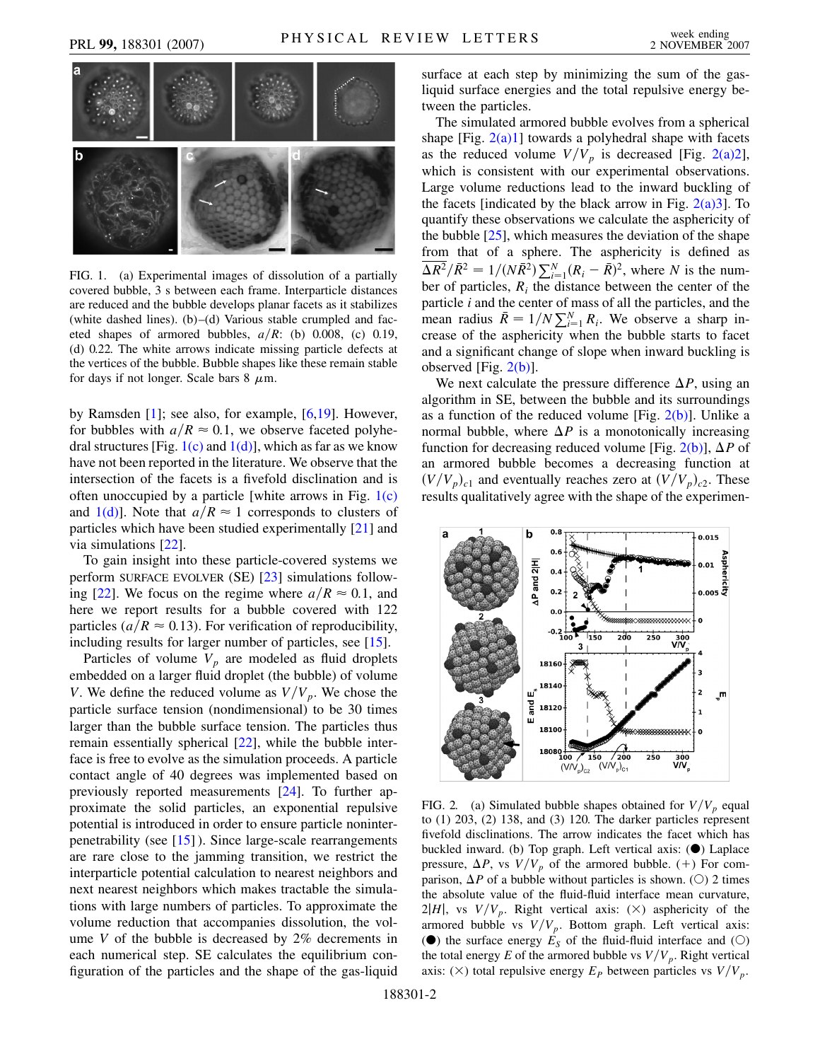FIG. 1. (a) Experimental images of dissolution of a partially covered bubble, 3 s between each frame. Interparticle distances are reduced and the bubble develops planar facets as it stabilizes (white dashed lines). (b)–(d) Various stable crumpled and faceted shapes of armored bubbles, $a/R$: (b) 0.008, (c) 0.19, (d) 0.22. The white arrows indicate missing particle defects at the vertices of the bubble. Bubble shapes like these remain stable for days if not longer. Scale bars 8 $\mu$m.

by Ramsden [1]; see also, for example, [6,19]. However, for bubbles with $a/R \approx 0.1$, we observe faceted polyhedral structures [Fig. 1(c) and 1(d)], which as far as we know have not been reported in the literature. We observe that the intersection of the facets is a fivefold disclination and is often unoccupied by a particle [white arrows in Fig. 1(c) and 1(d)]. Note that $a/R \approx 1$ corresponds to clusters of particles which have been studied experimentally [21] and via simulations [22].

To gain insight into these particle-covered systems we perform SURFACE EVOLVER (SE) [23] simulations following [22]. We focus on the regime where $a/R \approx 0.1$, and here we report results for a bubble covered with 122 particles ($a/R \approx 0.13$). For verification of reproducibility, including results for larger number of particles, see [15].

Particles of volume $V_p$ are modeled as fluid droplets embedded on a larger fluid droplet (the bubble) of volume $V$. We define the reduced volume as $V/V_p$. We chose the particle surface tension (nondimensional) to be 30 times larger than the bubble surface tension. The particles thus remain essentially spherical [22], while the bubble interface is free to evolve as the simulation proceeds. A particle contact angle of 40 degrees was implemented based on previously reported measurements [24]. To further approximate the solid particles, an exponential repulsive potential is introduced in order to ensure particle noninterpenetrability (see [15]). Since large-scale rearrangements are rare close to the jamming transition, we restrict the interparticle potential calculation to nearest neighbors and next nearest neighbors which makes tractable the simulations with large numbers of particles. To approximate the volume reduction that accompanies dissolution, the volume $V$ of the bubble is decreased by 2% decrements in each numerical step. SE calculates the equilibrium configuration of the particles and the shape of the gas-liquid surface at each step by minimizing the sum of the gas-liquid surface energies and the total repulsive energy between the particles.

The simulated armored bubble evolves from a spherical shape [Fig. 2(a)1] towards a polyhedral shape with facets as the reduced volume $V/V_p$ is decreased [Fig. 2(a)2], which is consistent with our experimental observations. Large volume reductions lead to the inward buckling of the facets [indicated by the black arrow in Fig. 2(a)3]. To quantify these observations we calculate the asphericity of the bubble [25], which measures the deviation of the shape from that of a sphere. The asphericity is defined as $\overline{\Delta R^2}/\bar{R}^2 = 1/(N\bar{R}^2)\sum_{i=1}^{N}(R_i - \bar{R})^2$, where $N$ is the number of particles, $R_i$ the distance between the center of mass of the particle $i$ and the center of mass of all the particles, and the mean radius $\bar{R} = 1/N\sum_{i=1}^{N} R_i$. We observe a sharp increase of the asphericity when the bubble starts to facet and a significant change of slope when inward buckling is observed [Fig. 2(b)].

We next calculate the pressure difference $\Delta P$, using an algorithm in SE, between the bubble and its surroundings as a function of the reduced volume [Fig. 2(b)]. Unlike a normal bubble, where $\Delta P$ is a monotonically increasing function for decreasing reduced volume [Fig. 2(b)], $\Delta P$ of an armored bubble becomes a decreasing function at $(V/V_p)_{c1}$ and eventually reaches zero at $(V/V_p)_{c2}$. These results qualitatively agree with the shape of the experimen-

FIG. 2. (a) Simulated bubble shapes obtained for $V/V_p$ equal to (1) 203, (2) 138, and (3) 120. The darker particles represent fivefold disclinations. The arrow indicates the facet which has buckled inward. (b) Top graph. Left vertical axis: (●) Laplace pressure, $\Delta P$, vs $V/V_p$ of the armored bubble. (+) For comparison, $\Delta P$ of a bubble without particles is shown. (○) 2 times the absolute value of the fluid-fluid interface mean curvature, $2|H|$, vs $V/V_p$. Right vertical axis: (×) asphericity of the armored bubble vs $V/V_p$. Bottom graph. Left vertical axis: (●) the surface energy $E_S$ of the fluid-fluid interface and (○) the total energy $E$ of the armored bubble vs $V/V_p$. Right vertical axis: (×) total repulsive energy $E_P$ between particles vs $V/V_p$.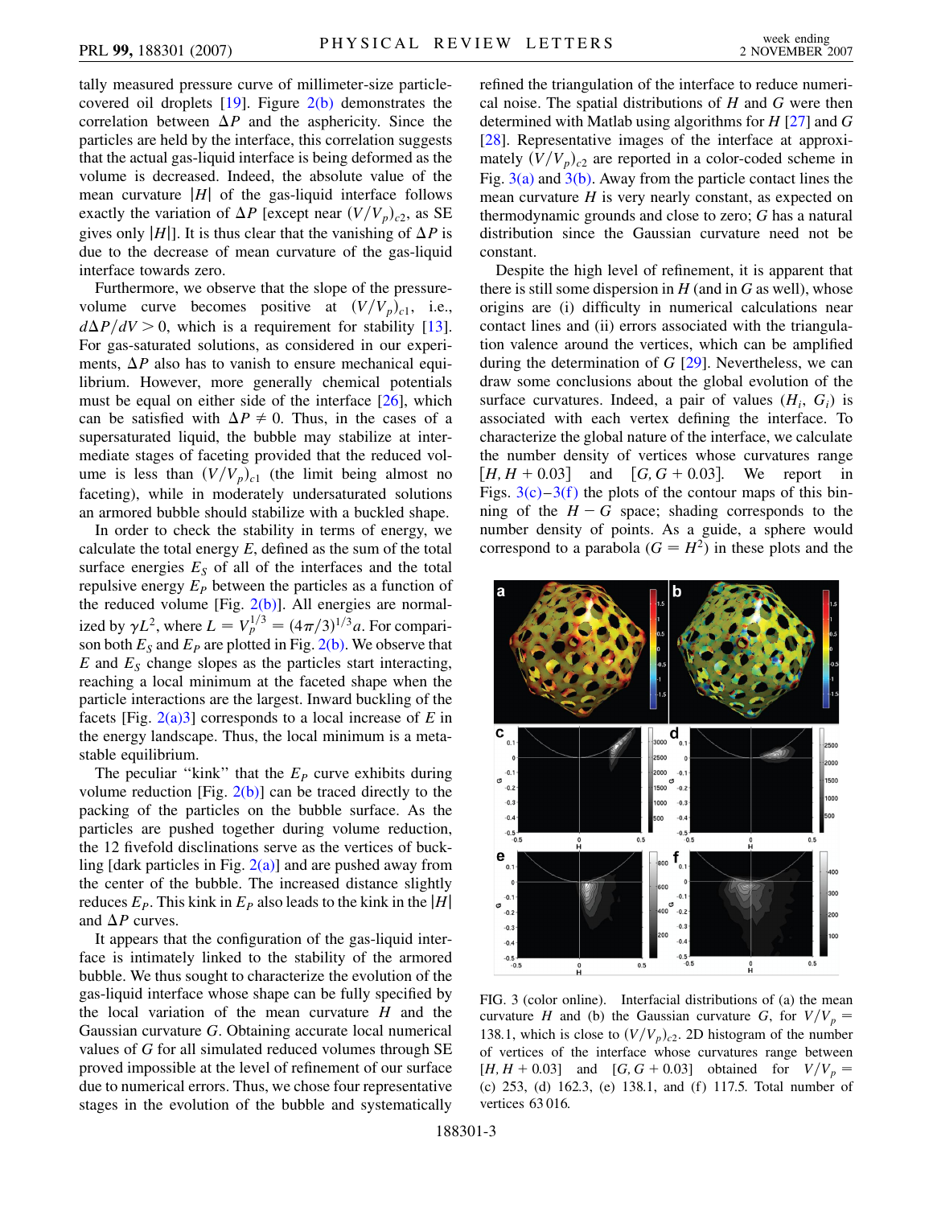tally measured pressure curve of millimeter-size particle-covered oil droplets [19]. Figure 2(b) demonstrates the correlation between $\Delta P$ and the asphericity. Since the particles are held by the interface, this correlation suggests that the actual gas-liquid interface is being deformed as the volume is decreased. Indeed, the absolute value of the mean curvature $|H|$ of the gas-liquid interface follows exactly the variation of $\Delta P$ [except near $(V/V_p)_{c2}$, as SE gives only $|H|$]. It is thus clear that the vanishing of $\Delta P$ is due to the decrease of mean curvature of the gas-liquid interface towards zero.

Furthermore, we observe that the slope of the pressure-volume curve becomes positive at $(V/V_p)_{c1}$, i.e., $d\Delta P/dV > 0$, which is a requirement for stability [13]. For gas-saturated solutions, as considered in our experiments, $\Delta P$ also has to vanish to ensure mechanical equilibrium. However, more generally chemical potentials must be equal on either side of the interface [26], which can be satisfied with $\Delta P \neq 0$. Thus, in the cases of a supersaturated liquid, the bubble may stabilize at intermediate stages of faceting provided that the reduced volume is less than $(V/V_p)_{c1}$ (the limit being almost no faceting), while in moderately undersaturated solutions an armored bubble should stabilize with a buckled shape.

In order to check the stability in terms of energy, we calculate the total energy $E$, defined as the sum of the total surface energies $E_S$ of all of the interfaces and the total repulsive energy $E_P$ between the particles as a function of the reduced volume [Fig. 2(b)]. All energies are normalized by $\gamma L^2$, where $L = V_p^{1/3} = (4\pi/3)^{1/3}a$. For comparison both $E_S$ and $E_P$ are plotted in Fig. 2(b). We observe that $E$ and $E_S$ change slopes as the particles start interacting, reaching a local minimum at the faceted shape when the particle interactions are the largest. Inward buckling of the facets [Fig. 2(a)3] corresponds to a local increase of $E$ in the energy landscape. Thus, the local minimum is a metastable equilibrium.

The peculiar "kink" that the $E_P$ curve exhibits during volume reduction [Fig. 2(b)] can be traced directly to the packing of the particles on the bubble surface. As the particles are pushed together during volume reduction, the 12 fivefold disclinations serve as the vertices of buckling [dark particles in Fig. 2(a)] and are pushed away from the center of the bubble. The increased distance slightly reduces $E_P$. This kink in $E_P$ also leads to the kink in the $|H|$ and $\Delta P$ curves.

It appears that the configuration of the gas-liquid interface is intimately linked to the stability of the armored bubble. We thus sought to characterize the evolution of the gas-liquid interface whose shape can be fully specified by the local variation of the mean curvature $H$ and the Gaussian curvature $G$. Obtaining accurate local numerical values of $G$ for all simulated reduced volumes through SE proved impossible at the level of refinement of our surface due to numerical errors. Thus, we chose four representative stages in the evolution of the bubble and systematically refined the triangulation of the interface to reduce numerical noise. The spatial distributions of $H$ and $G$ were then determined with Matlab using algorithms for $H$ [27] and $G$ [28]. Representative images of the interface at approximately $(V/V_p)_{c2}$ are reported in a color-coded scheme in Fig. 3(a) and 3(b). Away from the particle contact lines the mean curvature $H$ is very nearly constant, as expected on thermodynamic grounds and close to zero; $G$ has a natural distribution since the Gaussian curvature need not be constant.

Despite the high level of refinement, it is apparent that there is still some dispersion in $H$ (and in $G$ as well), whose origins are (i) difficulty in numerical calculations near contact lines and (ii) errors associated with the triangulation valence around the vertices, which can be amplified during the determination of $G$ [29]. Nevertheless, we can draw some conclusions about the global evolution of the surface curvatures. Indeed, a pair of values $(H_i, G_i)$ is associated with each vertex defining the interface. To characterize the global nature of the interface, we calculate the number density of vertices whose curvatures range $[H, H + 0.03]$ and $[G, G + 0.03]$. We report in Figs. 3(c)–3(f) the plots of the contour maps of this binning of the $H - G$ space; shading corresponds to the number density of points. As a guide, a sphere would correspond to a parabola ($G = H^2$) in these plots and the

FIG. 3 (color online). Interfacial distributions of (a) the mean curvature $H$ and (b) the Gaussian curvature $G$, for $V/V_p = 138.1$, which is close to $(V/V_p)_{c2}$. 2D histogram of the number of vertices of the interface whose curvatures range between $[H, H + 0.03]$ and $[G, G + 0.03]$ obtained for $V/V_p =$ (c) 253, (d) 162.3, (e) 138.1, and (f) 117.5. Total number of vertices 63 016.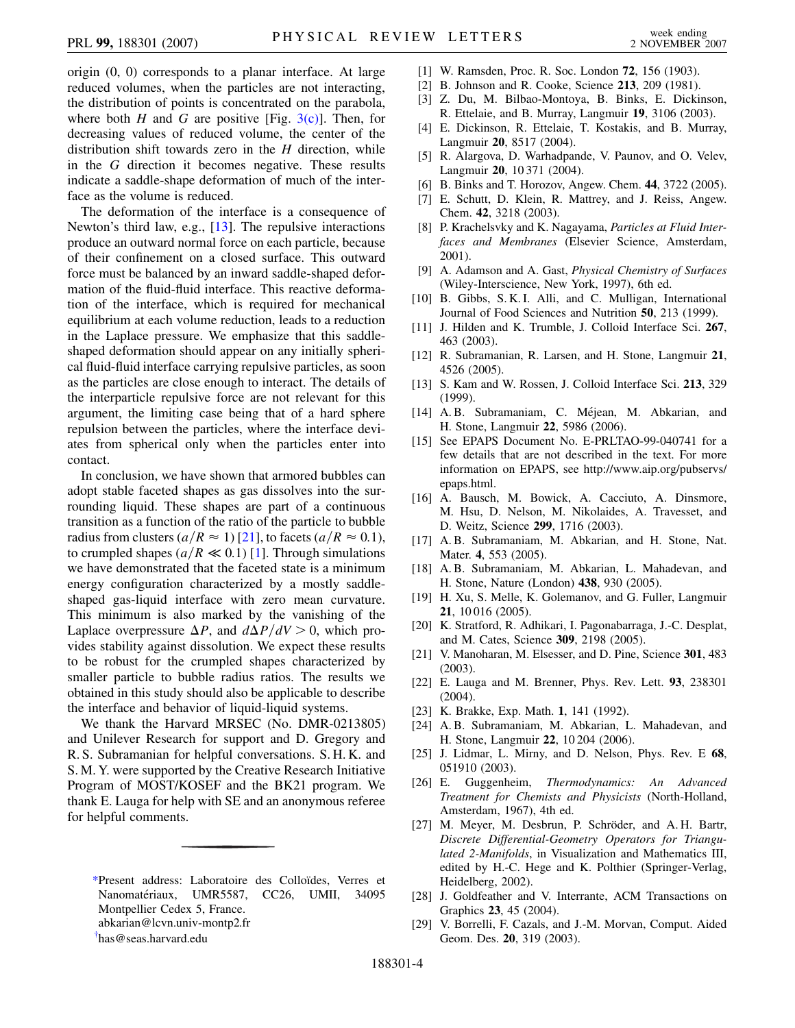origin (0, 0) corresponds to a planar interface. At large reduced volumes, when the particles are not interacting, the distribution of points is concentrated on the parabola, where both $H$ and $G$ are positive [Fig. 3(c)]. Then, for decreasing values of reduced volume, the center of the distribution shift towards zero in the $H$ direction, while in the $G$ direction it becomes negative. These results indicate a saddle-shape deformation of much of the interface as the volume is reduced.

The deformation of the interface is a consequence of Newton's third law, e.g., [13]. The repulsive interactions produce an outward normal force on each particle, because of their confinement on a closed surface. This outward force must be balanced by an inward saddle-shaped deformation of the fluid-fluid interface. This reactive deformation of the interface, which is required for mechanical equilibrium at each volume reduction, leads to a reduction in the Laplace pressure. We emphasize that this saddle-shaped deformation should appear on any initially spherical fluid-fluid interface carrying repulsive particles, as soon as the particles are close enough to interact. The details of the interparticle repulsive force are not relevant for this argument, the limiting case being that of a hard sphere repulsion between the particles, where the interface deviates from spherical only when the particles enter into contact.

In conclusion, we have shown that armored bubbles can adopt stable faceted shapes as gas dissolves into the surrounding liquid. These shapes are part of a continuous transition as a function of the ratio of the particle to bubble radius from clusters ($a/R \approx 1$) [21], to facets ($a/R \approx 0.1$), to crumpled shapes ($a/R \ll 0.1$) [1]. Through simulations we have demonstrated that the faceted state is a minimum energy configuration characterized by a mostly saddle-shaped gas-liquid interface with zero mean curvature. This minimum is also marked by the vanishing of the Laplace overpressure $\Delta P$, and $d\Delta P/dV > 0$, which provides stability against dissolution. We expect these results to be robust for the crumpled shapes characterized by smaller particle to bubble radius ratios. The results we obtained in this study should also be applicable to describe the interface and behavior of liquid-liquid systems.

We thank the Harvard MRSEC (No. DMR-0213805) and Unilever Research for support and D. Gregory and R. S. Subramanian for helpful conversations. S. H. K. and S. M. Y. were supported by the Creative Research Initiative Program of MOST/KOSEF and the BK21 program. We thank E. Lauga for help with SE and an anonymous referee for helpful comments.

---

*Present address: Laboratoire des Colloïdes, Verres et Nanomatériaux, UMR5587, CC26, UMII, 34095 Montpellier Cedex 5, France.
abkarian@lcvn.univ-montp2.fr

†has@seas.harvard.edu

[1] W. Ramsden, Proc. R. Soc. London **72**, 156 (1903).

[2] B. Johnson and R. Cooke, Science **213**, 209 (1981).

[3] Z. Du, M. Bilbao-Montoya, B. Binks, E. Dickinson, R. Ettelaie, and B. Murray, Langmuir **19**, 3106 (2003).

[4] E. Dickinson, R. Ettelaie, T. Kostakis, and B. Murray, Langmuir **20**, 8517 (2004).

[5] R. Alargova, D. Warhadpande, V. Paunov, and O. Velev, Langmuir **20**, 10 371 (2004).

[6] B. Binks and T. Horozov, Angew. Chem. **44**, 3722 (2005).

[7] E. Schutt, D. Klein, R. Mattrey, and J. Reiss, Angew. Chem. **42**, 3218 (2003).

[8] P. Krachelsvky and K. Nagayama, *Particles at Fluid Interfaces and Membranes* (Elsevier Science, Amsterdam, 2001).

[9] A. Adamson and A. Gast, *Physical Chemistry of Surfaces* (Wiley-Interscience, New York, 1997), 6th ed.

[10] B. Gibbs, S. K. I. Alli, and C. Mulligan, International Journal of Food Sciences and Nutrition **50**, 213 (1999).

[11] J. Hilden and K. Trumble, J. Colloid Interface Sci. **267**, 463 (2003).

[12] R. Subramanian, R. Larsen, and H. Stone, Langmuir **21**, 4526 (2005).

[13] S. Kam and W. Rossen, J. Colloid Interface Sci. **213**, 329 (1999).

[14] A. B. Subramaniam, C. Méjean, M. Abkarian, and H. Stone, Langmuir **22**, 5986 (2006).

[15] See EPAPS Document No. E-PRLTAO-99-040741 for a few details that are not described in the text. For more information on EPAPS, see http://www.aip.org/pubservs/epaps.html.

[16] A. Bausch, M. Bowick, A. Cacciuto, A. Dinsmore, M. Hsu, D. Nelson, M. Nikolaides, A. Travesset, and D. Weitz, Science **299**, 1716 (2003).

[17] A. B. Subramaniam, M. Abkarian, and H. Stone, Nat. Mater. **4**, 553 (2005).

[18] A. B. Subramaniam, M. Abkarian, L. Mahadevan, and H. Stone, Nature (London) **438**, 930 (2005).

[19] H. Xu, S. Melle, K. Golemanov, and G. Fuller, Langmuir **21**, 10 016 (2005).

[20] K. Stratford, R. Adhikari, I. Pagonabarraga, J.-C. Desplat, and M. Cates, Science **309**, 2198 (2005).

[21] V. Manoharan, M. Elsesser, and D. Pine, Science **301**, 483 (2003).

[22] E. Lauga and M. Brenner, Phys. Rev. Lett. **93**, 238301 (2004).

[23] K. Brakke, Exp. Math. **1**, 141 (1992).

[24] A. B. Subramaniam, M. Abkarian, L. Mahadevan, and H. Stone, Langmuir **22**, 10 204 (2006).

[25] J. Lidmar, L. Mirny, and D. Nelson, Phys. Rev. E **68**, 051910 (2003).

[26] E. Guggenheim, *Thermodynamics: An Advanced Treatment for Chemists and Physicists* (North-Holland, Amsterdam, 1967), 4th ed.

[27] M. Meyer, M. Desbrun, P. Schröder, and A. H. Bartr, *Discrete Differential-Geometry Operators for Triangulated 2-Manifolds*, in Visualization and Mathematics III, edited by H.-C. Hege and K. Polthier (Springer-Verlag, Heidelberg, 2002).

[28] J. Goldfeather and V. Interrante, ACM Transactions on Graphics **23**, 45 (2004).

[29] V. Borrelli, F. Cazals, and J.-M. Morvan, Comput. Aided Geom. Des. **20**, 319 (2003).